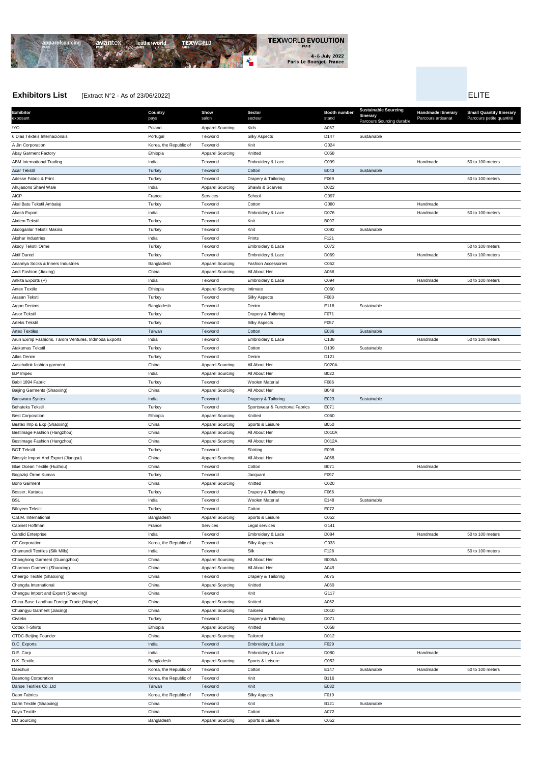TEXWORLD EVOLUTION PARIS

4-6 July 2022
Paris Le Bourget, France

**Exhibitors List** [Extract N°2 - As of 23/06/2022]

ELITE

| Exhibitor exposant | Country pays | Show salon | Sector secteur | Booth number stand | Sustainable Sourcing Itinerary Parcours Sourcing durable | Handmade Itinerary Parcours artisanat | Small Quantity Itinerary Parcours petite quantité |
|---|---|---|---|---|---|---|---|
| !YO | Poland | Apparel Sourcing | Kids | A057 | | | |
| 6 Dias Têxteis Internacionais | Portugal | Texworld | Silky Aspects | D147 | Sustainable | | |
| A Jin Corporation | Korea, the Republic of | Texworld | Knit | G024 | | | |
| Abay Garment Factory | Ethiopia | Apparel Sourcing | Knitted | C058 | | | |
| ABM International Trading | India | Texworld | Embroidery & Lace | C099 | | Handmade | 50 to 100 meters |
| Acar Tekstil | Turkey | Texworld | Cotton | E043 | Sustainable | | |
| Adesse Fabric & Print | Turkey | Texworld | Drapery & Tailoring | F069 | | | 50 to 100 meters |
| Ahujasons Shawl Wale | India | Apparel Sourcing | Shawls & Scarves | D022 | | | |
| AICP | France | Services | School | G097 | | | |
| Akal Batu Tekstil Ambalaj | Turkey | Texworld | Cotton | G080 | | Handmade | |
| Akash Export | India | Texworld | Embroidery & Lace | D076 | | Handmade | 50 to 100 meters |
| Akdem Tekstil | Turkey | Texworld | Knit | B097 | | | |
| Akdoganlar Tekstil Makina | Turkey | Texworld | Knit | C092 | Sustainable | | |
| Akshar Industries | India | Texworld | Prints | F121 | | | |
| Aksoy Tekstil Orme | Turkey | Texworld | Embroidery & Lace | C072 | | | 50 to 100 meters |
| Aktif Dantel | Turkey | Texworld | Embroidery & Lace | D069 | | Handmade | 50 to 100 meters |
| Anannya Socks & Inners Industries | Bangladesh | Apparel Sourcing | Fashion Accessories | C052 | | | |
| Andi Fashion (Jiaxing) | China | Apparel Sourcing | All About Her | A066 | | | |
| Ankita Exports (P) | India | Texworld | Embroidery & Lace | C094 | | Handmade | 50 to 100 meters |
| Antex Textile | Ethiopia | Apparel Sourcing | Intimate | C060 | | | |
| Arasan Tekstil | Turkey | Texworld | Silky Aspects | F083 | | | |
| Argon Denims | Bangladesh | Texworld | Denim | E118 | Sustainable | | |
| Arsor Tekstil | Turkey | Texworld | Drapery & Tailoring | F071 | | | |
| Arteks Tekstil | Turkey | Texworld | Silky Aspects | F057 | | | |
| Artex Textiles | Taiwan | Texworld | Cotton | E036 | Sustainable | | |
| Arun Eximp Fashions, Tarom Ventures, Indmoda Exports | India | Texworld | Embroidery & Lace | C138 | | Handmade | 50 to 100 meters |
| Atakumas Tekstil | Turkey | Texworld | Cotton | D109 | Sustainable | | |
| Atlas Denim | Turkey | Texworld | Denim | D121 | | | |
| Auschalink fashion garment | China | Apparel Sourcing | All About Her | D020A | | | |
| B.P Impex | India | Apparel Sourcing | All About Her | B022 | | | |
| Babil 1894 Fabric | Turkey | Texworld | Woolen Material | F086 | | | |
| Baijing Garments (Shaoxing) | China | Apparel Sourcing | All About Her | B048 | | | |
| Banswara Syntex | India | Texworld | Drapery & Tailoring | E023 | Sustainable | | |
| Behateks Tekstil | Turkey | Texworld | Sportswear & Functional Fabrics | E071 | | | |
| Best Corporation | Ethiopia | Apparel Sourcing | Knitted | C060 | | | |
| Bestex Imp & Exp (Shaoxing) | China | Apparel Sourcing | Sports & Leisure | B050 | | | |
| Bestimage Fashion (Hangzhou) | China | Apparel Sourcing | All About Her | D010A | | | |
| Bestimage Fashion (Hangzhou) | China | Apparel Sourcing | All About Her | D012A | | | |
| BGT Tekstil | Turkey | Texworld | Shirting | E098 | | | |
| Binstyle Import And Export (Jiangsu) | China | Apparel Sourcing | All About Her | A068 | | | |
| Blue Ocean Textile (Huzhou) | China | Texworld | Cotton | B071 | | Handmade | |
| Bogaziçi Örme Kumas | Turkey | Texworld | Jacquard | F097 | | | |
| Bono Garment | China | Apparel Sourcing | Knitted | C020 | | | |
| Bosser, Kartaca | Turkey | Texworld | Drapery & Tailoring | F066 | | | |
| BSL | India | Texworld | Woolen Material | E148 | Sustainable | | |
| Bünyem Tekstil | Turkey | Texworld | Cotton | E072 | | | |
| C.B.M. International | Bangladesh | Apparel Sourcing | Sports & Leisure | C052 | | | |
| Cabinet Hoffman | France | Services | Legal services | G141 | | | |
| Candid Enterprise | India | Texworld | Embroidery & Lace | D084 | | Handmade | 50 to 100 meters |
| CF Corporation | Korea, the Republic of | Texworld | Silky Aspects | G033 | | | |
| Chamundi Textiles (Silk Mills) | India | Texworld | Silk | F128 | | | 50 to 100 meters |
| Changhong Garment (Guangzhou) | China | Apparel Sourcing | All About Her | B005A | | | |
| Charmon Garment (Shaoxing) | China | Apparel Sourcing | All About Her | A049 | | | |
| Cheergo Textile (Shaoxing) | China | Texworld | Drapery & Tailoring | A075 | | | |
| Chengda International | China | Apparel Sourcing | Knitted | A060 | | | |
| Chengpu Import and Export (Shaoxing) | China | Texworld | Knit | G117 | | | |
| China-Base Landhau Foreign Trade (Ningbo) | China | Apparel Sourcing | Knitted | A062 | | | |
| Chuangyu Garment (Jiaxing) | China | Apparel Sourcing | Tailored | D010 | | | |
| Civteks | Turkey | Texworld | Drapery & Tailoring | D071 | | | |
| Cottex T-Shirts | Ethiopia | Apparel Sourcing | Knitted | C058 | | | |
| CTDC-Beijing Founder | China | Apparel Sourcing | Tailored | D012 | | | |
| D.C. Exports | India | Texworld | Embroidery & Lace | F029 | | | |
| D.E. Corp | India | Texworld | Embroidery & Lace | D080 | | Handmade | |
| D.K. Textile | Bangladesh | Apparel Sourcing | Sports & Leisure | C052 | | | |
| Daechun | Korea, the Republic of | Texworld | Cotton | E147 | Sustainable | Handmade | 50 to 100 meters |
| Daenong Corporation | Korea, the Republic of | Texworld | Knit | B116 | | | |
| Danoe Textiles Co.,Ltd | Taiwan | Texworld | Knit | E032 | | | |
| Daon Fabrics | Korea, the Republic of | Texworld | Silky Aspects | F019 | | | |
| Darin Textile (Shaoxing) | China | Texworld | Knit | B121 | Sustainable | | |
| Daya Textile | China | Texworld | Cotton | A072 | | | |
| DD Sourcing | Bangladesh | Apparel Sourcing | Sports & Leisure | C052 | | | |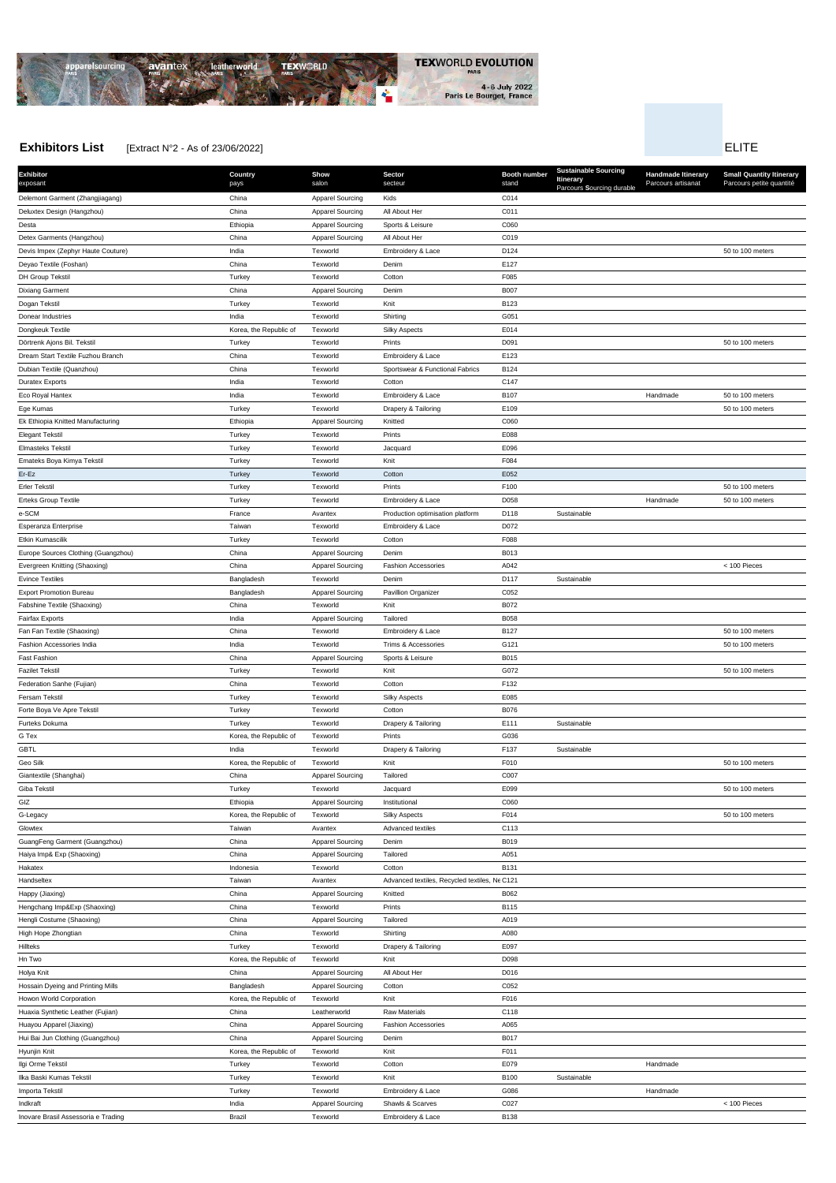**Exhibitors List** [Extract N°2 - As of 23/06/2022]

ELITE

| Exhibitor<br>exposant | Country<br>pays | Show<br>salon | Sector<br>secteur | Booth number<br>stand | Sustainable Sourcing Itinerary<br>Parcours Sourcing durable | Handmade Itinerary<br>Parcours artisanat | Small Quantity Itinerary<br>Parcours petite quantité |
|---|---|---|---|---|---|---|---|
| Delemont Garment (Zhangjiagang) | China | Apparel Sourcing | Kids | C014 | | | |
| Deluxtex Design (Hangzhou) | China | Apparel Sourcing | All About Her | C011 | | | |
| Desta | Ethiopia | Apparel Sourcing | Sports & Leisure | C060 | | | |
| Detex Garments (Hangzhou) | China | Apparel Sourcing | All About Her | C019 | | | |
| Devis Impex (Zephyr Haute Couture) | India | Texworld | Embroidery & Lace | D124 | | | 50 to 100 meters |
| Deyao Textile (Foshan) | China | Texworld | Denim | E127 | | | |
| DH Group Tekstil | Turkey | Texworld | Cotton | F085 | | | |
| Dixiang Garment | China | Apparel Sourcing | Denim | B007 | | | |
| Dogan Tekstil | Turkey | Texworld | Knit | B123 | | | |
| Donear Industries | India | Texworld | Shirting | G051 | | | |
| Dongkeuk Textile | Korea, the Republic of | Texworld | Silky Aspects | E014 | | | |
| Dörtrenk Ajons Bil. Tekstil | Turkey | Texworld | Prints | D091 | | | 50 to 100 meters |
| Dream Start Textile Fuzhou Branch | China | Texworld | Embroidery & Lace | E123 | | | |
| Dubian Textile (Quanzhou) | China | Texworld | Sportswear & Functional Fabrics | B124 | | | |
| Duratex Exports | India | Texworld | Cotton | C147 | | | |
| Eco Royal Hantex | India | Texworld | Embroidery & Lace | B107 | | Handmade | 50 to 100 meters |
| Ege Kumas | Turkey | Texworld | Drapery & Tailoring | E109 | | | 50 to 100 meters |
| Ek Ethiopia Knitted Manufacturing | Ethiopia | Apparel Sourcing | Knitted | C060 | | | |
| Elegant Tekstil | Turkey | Texworld | Prints | E088 | | | |
| Elmasteks Tekstil | Turkey | Texworld | Jacquard | E096 | | | |
| Emateks Boya Kimya Tekstil | Turkey | Texworld | Knit | F084 | | | |
| Er-Ez | Turkey | Texworld | Cotton | E052 | | | |
| Erler Tekstil | Turkey | Texworld | Prints | F100 | | | 50 to 100 meters |
| Erteks Group Textile | Turkey | Texworld | Embroidery & Lace | D058 | | Handmade | 50 to 100 meters |
| e-SCM | France | Avantex | Production optimisation platform | D118 | Sustainable | | |
| Esperanza Enterprise | Taiwan | Texworld | Embroidery & Lace | D072 | | | |
| Etkin Kumascilik | Turkey | Texworld | Cotton | F088 | | | |
| Europe Sources Clothing (Guangzhou) | China | Apparel Sourcing | Denim | B013 | | | |
| Evergreen Knitting (Shaoxing) | China | Apparel Sourcing | Fashion Accessories | A042 | | | < 100 Pieces |
| Evince Textiles | Bangladesh | Texworld | Denim | D117 | Sustainable | | |
| Export Promotion Bureau | Bangladesh | Apparel Sourcing | Pavillion Organizer | C052 | | | |
| Fabshine Textile (Shaoxing) | China | Texworld | Knit | B072 | | | |
| Fairfax Exports | India | Apparel Sourcing | Tailored | B058 | | | |
| Fan Fan Textile (Shaoxing) | China | Texworld | Embroidery & Lace | B127 | | | 50 to 100 meters |
| Fashion Accessories India | India | Texworld | Trims & Accessories | G121 | | | 50 to 100 meters |
| Fast Fashion | China | Apparel Sourcing | Sports & Leisure | B015 | | | |
| Fazilet Tekstil | Turkey | Texworld | Knit | G072 | | | 50 to 100 meters |
| Federation Sanhe (Fujian) | China | Texworld | Cotton | F132 | | | |
| Fersam Tekstil | Turkey | Texworld | Silky Aspects | E085 | | | |
| Forte Boya Ve Apre Tekstil | Turkey | Texworld | Cotton | B076 | | | |
| Furteks Dokuma | Turkey | Texworld | Drapery & Tailoring | E111 | Sustainable | | |
| G Tex | Korea, the Republic of | Texworld | Prints | G036 | | | |
| GBTL | India | Texworld | Drapery & Tailoring | F137 | Sustainable | | |
| Geo Silk | Korea, the Republic of | Texworld | Knit | F010 | | | 50 to 100 meters |
| Giantextile (Shanghai) | China | Apparel Sourcing | Tailored | C007 | | | |
| Giba Tekstil | Turkey | Texworld | Jacquard | E099 | | | 50 to 100 meters |
| GIZ | Ethiopia | Apparel Sourcing | Institutional | C060 | | | |
| G-Legacy | Korea, the Republic of | Texworld | Silky Aspects | F014 | | | 50 to 100 meters |
| Glowtex | Taiwan | Avantex | Advanced textiles | C113 | | | |
| GuangFeng Garment (Guangzhou) | China | Apparel Sourcing | Denim | B019 | | | |
| Haiya Imp& Exp (Shaoxing) | China | Apparel Sourcing | Tailored | A051 | | | |
| Hakatex | Indonesia | Texworld | Cotton | B131 | | | |
| Handseltex | Taiwan | Avantex | Advanced textiles, Recycled textiles, Ne | C121 | | | |
| Happy (Jiaxing) | China | Apparel Sourcing | Knitted | B062 | | | |
| Hengchang Imp&Exp (Shaoxing) | China | Texworld | Prints | B115 | | | |
| Hengli Costume (Shaoxing) | China | Apparel Sourcing | Tailored | A019 | | | |
| High Hope Zhongtian | China | Texworld | Shirting | A080 | | | |
| Hillteks | Turkey | Texworld | Drapery & Tailoring | E097 | | | |
| Hn Two | Korea, the Republic of | Texworld | Knit | D098 | | | |
| Holya Knit | China | Apparel Sourcing | All About Her | D016 | | | |
| Hossain Dyeing and Printing Mills | Bangladesh | Apparel Sourcing | Cotton | C052 | | | |
| Howon World Corporation | Korea, the Republic of | Texworld | Knit | F016 | | | |
| Huaxia Synthetic Leather (Fujian) | China | Leatherworld | Raw Materials | C118 | | | |
| Huayou Apparel (Jiaxing) | China | Apparel Sourcing | Fashion Accessories | A065 | | | |
| Hui Bai Jun Clothing (Guangzhou) | China | Apparel Sourcing | Denim | B017 | | | |
| Hyunjin Knit | Korea, the Republic of | Texworld | Knit | F011 | | | |
| Ilgi Orme Tekstil | Turkey | Texworld | Cotton | E079 | | Handmade | |
| Ilka Baski Kumas Tekstil | Turkey | Texworld | Knit | B100 | Sustainable | | |
| Importa Tekstil | Turkey | Texworld | Embroidery & Lace | G086 | | Handmade | |
| Indkraft | India | Apparel Sourcing | Shawls & Scarves | C027 | | | < 100 Pieces |
| Inovare Brasil Assessoria e Trading | Brazil | Texworld | Embroidery & Lace | B138 | | | |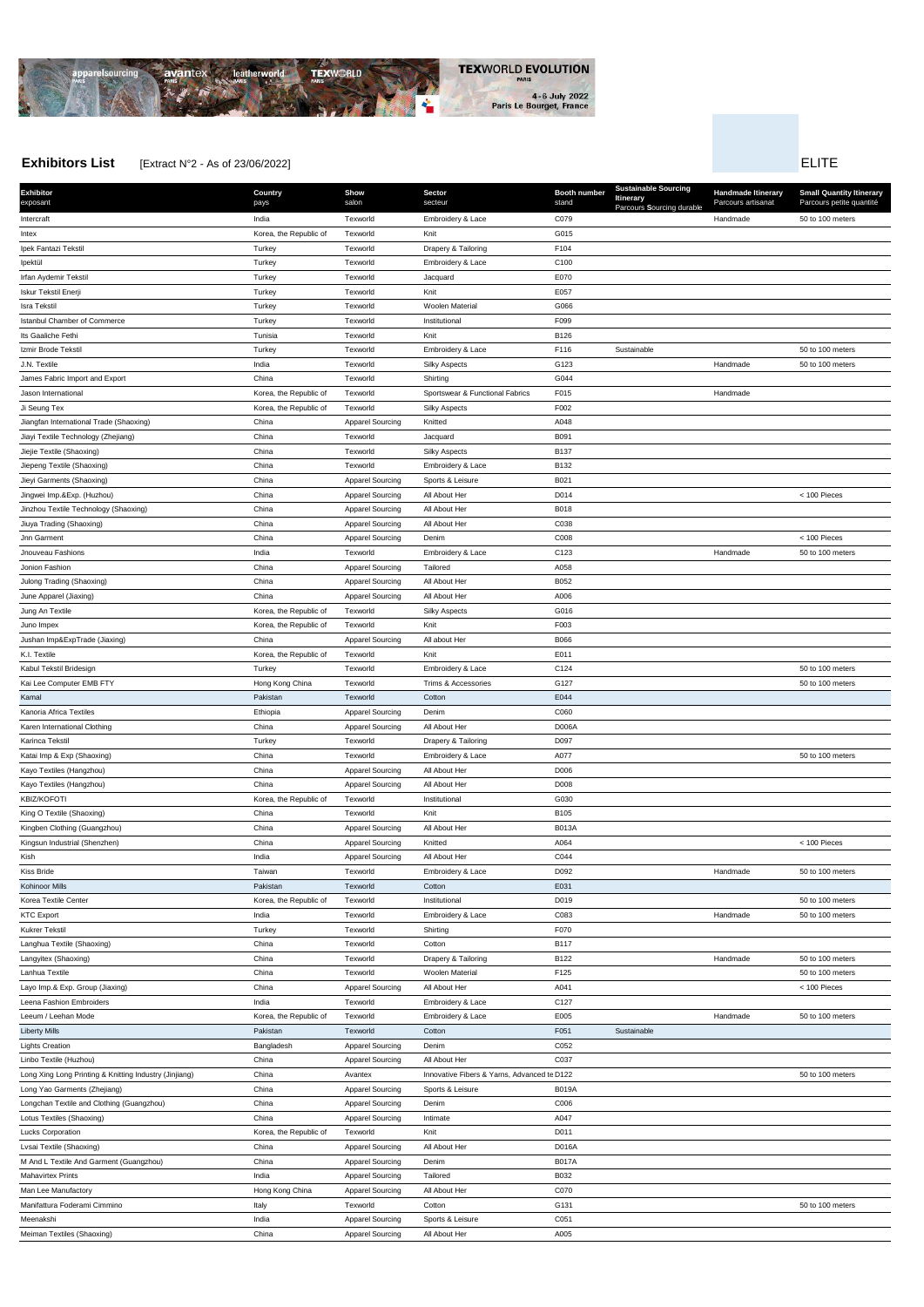**Exhibitors List** [Extract N°2 - As of 23/06/2022]

ELITE

| Exhibitor exposant | Country pays | Show salon | Sector secteur | Booth number stand | Sustainable Sourcing Itinerary Parcours Sourcing durable | Handmade Itinerary Parcours artisanat | Small Quantity Itinerary Parcours petite quantité |
|---|---|---|---|---|---|---|---|
| Intercraft | India | Texworld | Embroidery & Lace | C079 | | Handmade | 50 to 100 meters |
| Intex | Korea, the Republic of | Texworld | Knit | G015 | | | |
| Ipek Fantazi Tekstil | Turkey | Texworld | Drapery & Tailoring | F104 | | | |
| Ipektül | Turkey | Texworld | Embroidery & Lace | C100 | | | |
| Irfan Aydemir Tekstil | Turkey | Texworld | Jacquard | E070 | | | |
| Iskur Tekstil Enerji | Turkey | Texworld | Knit | E057 | | | |
| Isra Tekstil | Turkey | Texworld | Woolen Material | G066 | | | |
| Istanbul Chamber of Commerce | Turkey | Texworld | Institutional | F099 | | | |
| Its Gaaliche Fethi | Tunisia | Texworld | Knit | B126 | | | |
| Izmir Brode Tekstil | Turkey | Texworld | Embroidery & Lace | F116 | Sustainable | | 50 to 100 meters |
| J.N. Textile | India | Texworld | Silky Aspects | G123 | | Handmade | 50 to 100 meters |
| James Fabric Import and Export | China | Texworld | Shirting | G044 | | | |
| Jason International | Korea, the Republic of | Texworld | Sportswear & Functional Fabrics | F015 | | Handmade | |
| Ji Seung Tex | Korea, the Republic of | Texworld | Silky Aspects | F002 | | | |
| Jiangfan International Trade (Shaoxing) | China | Apparel Sourcing | Knitted | A048 | | | |
| Jiayi Textile Technology (Zhejiang) | China | Texworld | Jacquard | B091 | | | |
| Jiejie Textile (Shaoxing) | China | Texworld | Silky Aspects | B137 | | | |
| Jiepeng Textile (Shaoxing) | China | Texworld | Embroidery & Lace | B132 | | | |
| Jieyi Garments (Shaoxing) | China | Apparel Sourcing | Sports & Leisure | B021 | | | |
| Jingwei Imp.&Exp. (Huzhou) | China | Apparel Sourcing | All About Her | D014 | | | < 100 Pieces |
| Jinzhou Textile Technology (Shaoxing) | China | Apparel Sourcing | All About Her | B018 | | | |
| Jiuya Trading (Shaoxing) | China | Apparel Sourcing | All About Her | C038 | | | |
| Jnn Garment | China | Apparel Sourcing | Denim | C008 | | | < 100 Pieces |
| Jnouveau Fashions | India | Texworld | Embroidery & Lace | C123 | | Handmade | 50 to 100 meters |
| Jonion Fashion | China | Apparel Sourcing | Tailored | A058 | | | |
| Julong Trading (Shaoxing) | China | Apparel Sourcing | All About Her | B052 | | | |
| June Apparel (Jiaxing) | China | Apparel Sourcing | All About Her | A006 | | | |
| Jung An Textile | Korea, the Republic of | Texworld | Silky Aspects | G016 | | | |
| Juno Impex | Korea, the Republic of | Texworld | Knit | F003 | | | |
| Jushan Imp&ExpTrade (Jiaxing) | China | Apparel Sourcing | All about Her | B066 | | | |
| K.I. Textile | Korea, the Republic of | Texworld | Knit | E011 | | | |
| Kabul Tekstil Bridesign | Turkey | Texworld | Embroidery & Lace | C124 | | | 50 to 100 meters |
| Kai Lee Computer EMB FTY | Hong Kong China | Texworld | Trims & Accessories | G127 | | | 50 to 100 meters |
| Kamal | Pakistan | Texworld | Cotton | E044 | | | |
| Kanoria Africa Textiles | Ethiopia | Apparel Sourcing | Denim | C060 | | | |
| Karen International Clothing | China | Apparel Sourcing | All About Her | D006A | | | |
| Karinca Tekstil | Turkey | Texworld | Drapery & Tailoring | D097 | | | |
| Katai Imp & Exp (Shaoxing) | China | Texworld | Embroidery & Lace | A077 | | | 50 to 100 meters |
| Kayo Textiles (Hangzhou) | China | Apparel Sourcing | All About Her | D006 | | | |
| Kayo Textiles (Hangzhou) | China | Apparel Sourcing | All About Her | D008 | | | |
| KBIZ/KOFOTI | Korea, the Republic of | Texworld | Institutional | G030 | | | |
| King O Textile (Shaoxing) | China | Texworld | Knit | B105 | | | |
| Kingben Clothing (Guangzhou) | China | Apparel Sourcing | All About Her | B013A | | | |
| Kingsun Industrial (Shenzhen) | China | Apparel Sourcing | Knitted | A064 | | | < 100 Pieces |
| Kish | India | Apparel Sourcing | All About Her | C044 | | | |
| Kiss Bride | Taiwan | Texworld | Embroidery & Lace | D092 | | Handmade | 50 to 100 meters |
| Kohinoor Mills | Pakistan | Texworld | Cotton | E031 | | | |
| Korea Textile Center | Korea, the Republic of | Texworld | Institutional | D019 | | | 50 to 100 meters |
| KTC Export | India | Texworld | Embroidery & Lace | C083 | | Handmade | 50 to 100 meters |
| Kukrer Tekstil | Turkey | Texworld | Shirting | F070 | | | |
| Langhua Textile (Shaoxing) | China | Texworld | Cotton | B117 | | | |
| Langyitex (Shaoxing) | China | Texworld | Drapery & Tailoring | B122 | | Handmade | 50 to 100 meters |
| Lanhua Textile | China | Texworld | Woolen Material | F125 | | | 50 to 100 meters |
| Layo Imp.& Exp. Group (Jiaxing) | China | Apparel Sourcing | All About Her | A041 | | | < 100 Pieces |
| Leena Fashion Embroiders | India | Texworld | Embroidery & Lace | C127 | | | |
| Leeum / Leehan Mode | Korea, the Republic of | Texworld | Embroidery & Lace | E005 | | Handmade | 50 to 100 meters |
| Liberty Mills | Pakistan | Texworld | Cotton | F051 | Sustainable | | |
| Lights Creation | Bangladesh | Apparel Sourcing | Denim | C052 | | | |
| Linbo Textile (Huzhou) | China | Apparel Sourcing | All About Her | C037 | | | |
| Long Xing Long Printing & Knitting Industry (Jinjiang) | China | Avantex | Innovative Fibers & Yarns, Advanced te | D122 | | | 50 to 100 meters |
| Long Yao Garments (Zhejiang) | China | Apparel Sourcing | Sports & Leisure | B019A | | | |
| Longchan Textile and Clothing (Guangzhou) | China | Apparel Sourcing | Denim | C006 | | | |
| Lotus Textiles (Shaoxing) | China | Apparel Sourcing | Intimate | A047 | | | |
| Lucks Corporation | Korea, the Republic of | Texworld | Knit | D011 | | | |
| Lvsai Textile (Shaoxing) | China | Apparel Sourcing | All About Her | D016A | | | |
| M And L Textile And Garment (Guangzhou) | China | Apparel Sourcing | Denim | B017A | | | |
| Mahavirtex Prints | India | Apparel Sourcing | Tailored | B032 | | | |
| Man Lee Manufactory | Hong Kong China | Apparel Sourcing | All About Her | C070 | | | |
| Manifattura Foderami Cimmino | Italy | Texworld | Cotton | G131 | | | 50 to 100 meters |
| Meenakshi | India | Apparel Sourcing | Sports & Leisure | C051 | | | |
| Meiman Textiles (Shaoxing) | China | Apparel Sourcing | All About Her | A005 | | | |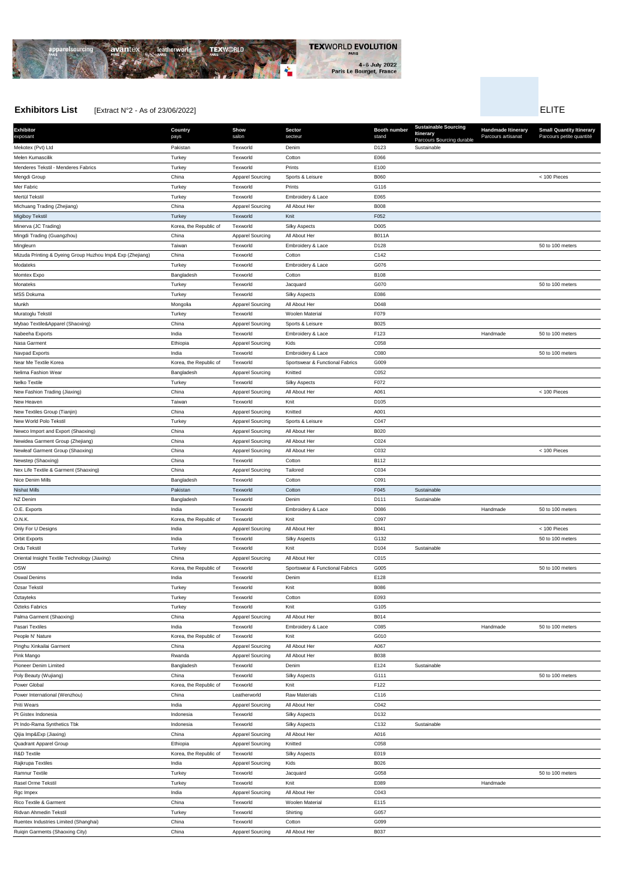**Exhibitors List** [Extract N°2 - As of 23/06/2022]

ELITE

| Exhibitor exposant | Country pays | Show salon | Sector secteur | Booth number stand | Sustainable Sourcing Itinerary Parcours Sourcing durable | Handmade Itinerary Parcours artisanat | Small Quantity Itinerary Parcours petite quantité |
|---|---|---|---|---|---|---|---|
| Mekotex (Pvt) Ltd | Pakistan | Texworld | Denim | D123 | Sustainable | | |
| Melen Kumascilik | Turkey | Texworld | Cotton | E066 | | | |
| Menderes Tekstil - Menderes Fabrics | Turkey | Texworld | Prints | E100 | | | |
| Mengdi Group | China | Apparel Sourcing | Sports & Leisure | B060 | | | < 100 Pieces |
| Mer Fabric | Turkey | Texworld | Prints | G116 | | | |
| Mertül Tekstil | Turkey | Texworld | Embroidery & Lace | E065 | | | |
| Michuang Trading (Zhejiang) | China | Apparel Sourcing | All About Her | B008 | | | |
| Migiboy Tekstil | Turkey | Texworld | Knit | F052 | | | |
| Minerva (JC Trading) | Korea, the Republic of | Texworld | Silky Aspects | D005 | | | |
| Mingdi Trading (Guangzhou) | China | Apparel Sourcing | All About Her | B011A | | | |
| Mingleurn | Taiwan | Texworld | Embroidery & Lace | D128 | | | 50 to 100 meters |
| Mizuda Printing & Dyeing Group Huzhou Imp& Exp (Zhejiang) | China | Texworld | Cotton | C142 | | | |
| Modateks | Turkey | Texworld | Embroidery & Lace | G076 | | | |
| Momtex Expo | Bangladesh | Texworld | Cotton | B108 | | | |
| Monateks | Turkey | Texworld | Jacquard | G070 | | | 50 to 100 meters |
| MSS Dokuma | Turkey | Texworld | Silky Aspects | E086 | | | |
| Munkh | Mongolia | Apparel Sourcing | All About Her | D048 | | | |
| Muratoglu Tekstil | Turkey | Texworld | Woolen Material | F079 | | | |
| Mybao Textile&Apparel (Shaoxing) | China | Apparel Sourcing | Sports & Leisure | B025 | | | |
| Nabeeha Exports | India | Texworld | Embroidery & Lace | F123 | | Handmade | 50 to 100 meters |
| Nasa Garment | Ethiopia | Apparel Sourcing | Kids | C058 | | | |
| Navpad Exports | India | Texworld | Embroidery & Lace | C080 | | | 50 to 100 meters |
| Near Me Textile Korea | Korea, the Republic of | Texworld | Sportswear & Functional Fabrics | G009 | | | |
| Nelima Fashion Wear | Bangladesh | Apparel Sourcing | Knitted | C052 | | | |
| Nelko Textile | Turkey | Texworld | Silky Aspects | F072 | | | |
| New Fashion Trading (Jiaxing) | China | Apparel Sourcing | All About Her | A061 | | | < 100 Pieces |
| New Heaven | Taiwan | Texworld | Knit | D105 | | | |
| New Textiles Group (Tianjin) | China | Apparel Sourcing | Knitted | A001 | | | |
| New World Polo Tekstil | Turkey | Apparel Sourcing | Sports & Leisure | C047 | | | |
| Newco Import and Export (Shaoxing) | China | Apparel Sourcing | All About Her | B020 | | | |
| Newidea Garment Group (Zhejiang) | China | Apparel Sourcing | All About Her | C024 | | | |
| Newleaf Garment Group (Shaoxing) | China | Apparel Sourcing | All About Her | C032 | | | < 100 Pieces |
| Newstep (Shaoxing) | China | Texworld | Cotton | B112 | | | |
| Nex Life Textile & Garment (Shaoxing) | China | Apparel Sourcing | Tailored | C034 | | | |
| Nice Denim Mills | Bangladesh | Texworld | Cotton | C091 | | | |
| Nishat Mills | Pakistan | Texworld | Cotton | F045 | Sustainable | | |
| NZ Denim | Bangladesh | Texworld | Denim | D111 | Sustainable | | |
| O.E. Exports | India | Texworld | Embroidery & Lace | D086 | | Handmade | 50 to 100 meters |
| O.N.K. | Korea, the Republic of | Texworld | Knit | C097 | | | |
| Only For U Designs | India | Apparel Sourcing | All About Her | B041 | | | < 100 Pieces |
| Orbit Exports | India | Texworld | Silky Aspects | G132 | | | 50 to 100 meters |
| Ordu Tekstil | Turkey | Texworld | Knit | D104 | Sustainable | | |
| Oriental Insight Textile Technology (Jiaxing) | China | Apparel Sourcing | All About Her | C015 | | | |
| OSW | Korea, the Republic of | Texworld | Sportswear & Functional Fabrics | G005 | | | 50 to 100 meters |
| Oswal Denims | India | Texworld | Denim | E128 | | | |
| Özsar Tekstil | Turkey | Texworld | Knit | B086 | | | |
| Oztayteks | Turkey | Texworld | Cotton | E093 | | | |
| Özteks Fabrics | Turkey | Texworld | Knit | G105 | | | |
| Palma Garment (Shaoxing) | China | Apparel Sourcing | All About Her | B014 | | | |
| Pasari Textiles | India | Texworld | Embroidery & Lace | C085 | | Handmade | 50 to 100 meters |
| People N' Nature | Korea, the Republic of | Texworld | Knit | G010 | | | |
| Pinghu Xinkailai Garment | China | Apparel Sourcing | All About Her | A067 | | | |
| Pink Mango | Rwanda | Apparel Sourcing | All About Her | B038 | | | |
| Pioneer Denim Limited | Bangladesh | Texworld | Denim | E124 | Sustainable | | |
| Poly Beauty (Wujiang) | China | Texworld | Silky Aspects | G111 | | | 50 to 100 meters |
| Power Global | Korea, the Republic of | Texworld | Knit | F122 | | | |
| Power International (Wenzhou) | China | Leatherworld | Raw Materials | C116 | | | |
| Priti Wears | India | Apparel Sourcing | All About Her | C042 | | | |
| Pt Gistex Indonesia | Indonesia | Texworld | Silky Aspects | D132 | | | |
| Pt Indo-Rama Synthetics Tbk | Indonesia | Texworld | Silky Aspects | C132 | Sustainable | | |
| Qijia Imp&Exp (Jiaxing) | China | Apparel Sourcing | All About Her | A016 | | | |
| Quadrant Apparel Group | Ethiopia | Apparel Sourcing | Knitted | C058 | | | |
| R&D Textile | Korea, the Republic of | Texworld | Silky Aspects | E019 | | | |
| Rajkrupa Textiles | India | Apparel Sourcing | Kids | B026 | | | |
| Ramnur Textile | Turkey | Texworld | Jacquard | G058 | | | 50 to 100 meters |
| Rasel Orme Tekstil | Turkey | Texworld | Knit | E089 | | Handmade | |
| Rgc Impex | India | Apparel Sourcing | All About Her | C043 | | | |
| Rico Textile & Garment | China | Texworld | Woolen Material | E115 | | | |
| Ridvan Ahmedin Tekstil | Turkey | Texworld | Shirting | G057 | | | |
| Ruentex Industries Limited (Shanghai) | China | Texworld | Cotton | G099 | | | |
| Ruiqin Garments (Shaoxing City) | China | Apparel Sourcing | All About Her | B037 | | | |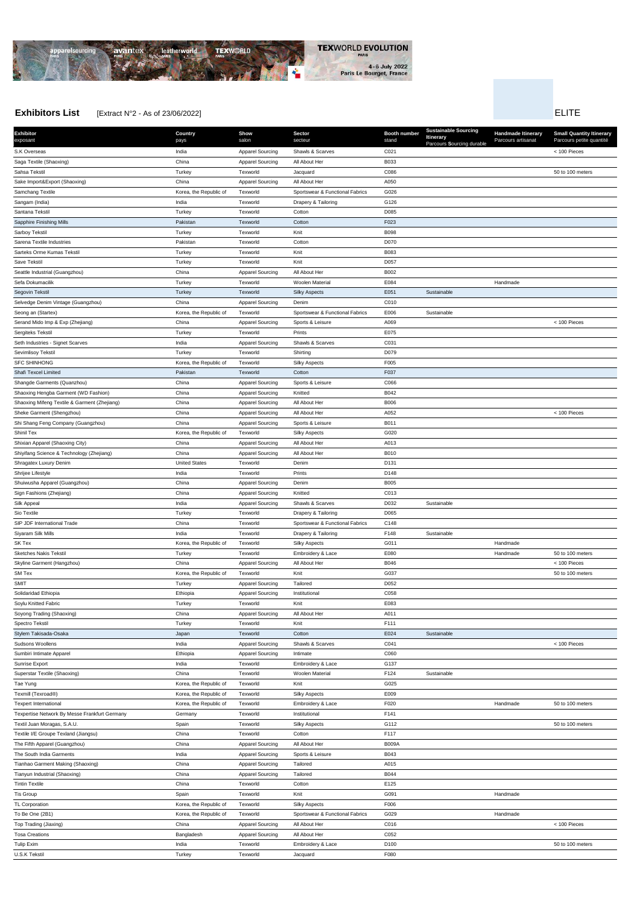TEXWORLD EVOLUTION PARIS

4-6 July 2022
Paris Le Bourget, France

## Exhibitors List [Extract N°2 - As of 23/06/2022]

ELITE

| Exhibitor exposant | Country pays | Show salon | Sector secteur | Booth number stand | Sustainable Sourcing Itinerary Parcours Sourcing durable | Handmade Itinerary Parcours artisanat | Small Quantity Itinerary Parcours petite quantité |
|---|---|---|---|---|---|---|---|
| S.K Overseas | India | Apparel Sourcing | Shawls & Scarves | C021 | | | < 100 Pieces |
| Saga Textile (Shaoxing) | China | Apparel Sourcing | All About Her | B033 | | | |
| Sahsa Tekstil | Turkey | Texworld | Jacquard | C086 | | | 50 to 100 meters |
| Sake Import&Export (Shaoxing) | China | Apparel Sourcing | All About Her | A050 | | | |
| Samchang Textile | Korea, the Republic of | Texworld | Sportswear & Functional Fabrics | G026 | | | |
| Sangam (India) | India | Texworld | Drapery & Tailoring | G126 | | | |
| Santana Tekstil | Turkey | Texworld | Cotton | D085 | | | |
| Sapphire Finishing Mills | Pakistan | Texworld | Cotton | F023 | | | |
| Sarboy Tekstil | Turkey | Texworld | Knit | B098 | | | |
| Sarena Textile Industries | Pakistan | Texworld | Cotton | D070 | | | |
| Sarteks Orme Kumas Tekstil | Turkey | Texworld | Knit | B083 | | | |
| Save Tekstil | Turkey | Texworld | Knit | D057 | | | |
| Seattle Industrial (Guangzhou) | China | Apparel Sourcing | All About Her | B002 | | | |
| Sefa Dokumacilik | Turkey | Texworld | Woolen Material | E084 | | Handmade | |
| Segovin Tekstil | Turkey | Texworld | Silky Aspects | E051 | Sustainable | | |
| Selvedge Denim Vintage (Guangzhou) | China | Apparel Sourcing | Denim | C010 | | | |
| Seong an (Startex) | Korea, the Republic of | Texworld | Sportswear & Functional Fabrics | E006 | Sustainable | | |
| Serand Mido Imp & Exp (Zhejiang) | China | Apparel Sourcing | Sports & Leisure | A069 | | | < 100 Pieces |
| Sergiteks Tekstil | Turkey | Texworld | Prints | E075 | | | |
| Seth Industries - Signet Scarves | India | Apparel Sourcing | Shawls & Scarves | C031 | | | |
| Sevimlisoy Tekstil | Turkey | Texworld | Shirting | D079 | | | |
| SFC SHINHONG | Korea, the Republic of | Texworld | Silky Aspects | F005 | | | |
| Shafi Texcel Limited | Pakistan | Texworld | Cotton | F037 | | | |
| Shangde Garments (Quanzhou) | China | Apparel Sourcing | Sports & Leisure | C066 | | | |
| Shaoxing Hengba Garment (WD Fashion) | China | Apparel Sourcing | Knitted | B042 | | | |
| Shaoxing Mifeng Textile & Garment (Zhejiang) | China | Apparel Sourcing | All About Her | B006 | | | |
| Sheke Garment (Shengzhou) | China | Apparel Sourcing | All About Her | A052 | | | < 100 Pieces |
| Shi Shang Feng Company (Guangzhou) | China | Apparel Sourcing | Sports & Leisure | B011 | | | |
| Shinil Tex | Korea, the Republic of | Texworld | Silky Aspects | G020 | | | |
| Shixian Apparel (Shaoxing City) | China | Apparel Sourcing | All About Her | A013 | | | |
| Shiyifang Science & Technology (Zhejiang) | China | Apparel Sourcing | All About Her | B010 | | | |
| Shragatex Luxury Denim | United States | Texworld | Denim | D131 | | | |
| Shrijee Lifestyle | India | Texworld | Prints | D148 | | | |
| Shuiwusha Apparel (Guangzhou) | China | Apparel Sourcing | Denim | B005 | | | |
| Sign Fashions (Zhejiang) | China | Apparel Sourcing | Knitted | C013 | | | |
| Silk Appeal | India | Apparel Sourcing | Shawls & Scarves | D032 | Sustainable | | |
| Sio Textile | Turkey | Texworld | Drapery & Tailoring | D065 | | | |
| SIP JDF International Trade | China | Texworld | Sportswear & Functional Fabrics | C148 | | | |
| Siyaram Silk Mills | India | Texworld | Drapery & Tailoring | F148 | Sustainable | | |
| SK Tex | Korea, the Republic of | Texworld | Silky Aspects | G011 | | Handmade | |
| Sketches Nakis Tekstil | Turkey | Texworld | Embroidery & Lace | E080 | | Handmade | 50 to 100 meters |
| Skyline Garment (Hangzhou) | China | Apparel Sourcing | All About Her | B046 | | | < 100 Pieces |
| SM Tex | Korea, the Republic of | Texworld | Knit | G037 | | | 50 to 100 meters |
| SMIT | Turkey | Apparel Sourcing | Tailored | D052 | | | |
| Solidaridad Ethiopia | Ethiopia | Apparel Sourcing | Institutional | C058 | | | |
| Soylu Knitted Fabric | Turkey | Texworld | Knit | E083 | | | |
| Soyong Trading (Shaoxing) | China | Apparel Sourcing | All About Her | A011 | | | |
| Spectro Tekstil | Turkey | Texworld | Knit | F111 | | | |
| Stylem Takisada-Osaka | Japan | Texworld | Cotton | E024 | Sustainable | | |
| Sudsons Woollens | India | Apparel Sourcing | Shawls & Scarves | C041 | | | < 100 Pieces |
| Sumbiri Intimate Apparel | Ethiopia | Apparel Sourcing | Intimate | C060 | | | |
| Sunrise Export | India | Texworld | Embroidery & Lace | G137 | | | |
| Superstar Textile (Shaoxing) | China | Texworld | Woolen Material | F124 | Sustainable | | |
| Tae Yung | Korea, the Republic of | Texworld | Knit | G025 | | | |
| Texmill (Texroad®) | Korea, the Republic of | Texworld | Silky Aspects | E009 | | | |
| Texpert International | Korea, the Republic of | Texworld | Embroidery & Lace | F020 | | Handmade | 50 to 100 meters |
| Texpertise Network By Messe Frankfurt Germany | Germany | Texworld | Institutional | F141 | | | |
| Textil Juan Moragas, S.A.U. | Spain | Texworld | Silky Aspects | G112 | | | 50 to 100 meters |
| Textile I/E Groupe Texland (Jiangsu) | China | Texworld | Cotton | F117 | | | |
| The Fifth Apparel (Guangzhou) | China | Apparel Sourcing | All About Her | B009A | | | |
| The South India Garments | India | Apparel Sourcing | Sports & Leisure | B043 | | | |
| Tianhao Garment Making (Shaoxing) | China | Apparel Sourcing | Tailored | A015 | | | |
| Tianyun Industrial (Shaoxing) | China | Apparel Sourcing | Tailored | B044 | | | |
| Tintin Textile | China | Texworld | Cotton | E125 | | | |
| Tis Group | Spain | Texworld | Knit | G091 | | Handmade | |
| TL Corporation | Korea, the Republic of | Texworld | Silky Aspects | F006 | | | |
| To Be One (2B1) | Korea, the Republic of | Texworld | Sportswear & Functional Fabrics | G029 | | Handmade | |
| Top Trading (Jiaxing) | China | Apparel Sourcing | All About Her | C016 | | | < 100 Pieces |
| Tosa Creations | Bangladesh | Apparel Sourcing | All About Her | C052 | | | |
| Tulip Exim | India | Texworld | Embroidery & Lace | D100 | | | 50 to 100 meters |
| U.S.K Tekstil | Turkey | Texworld | Jacquard | F080 | | | |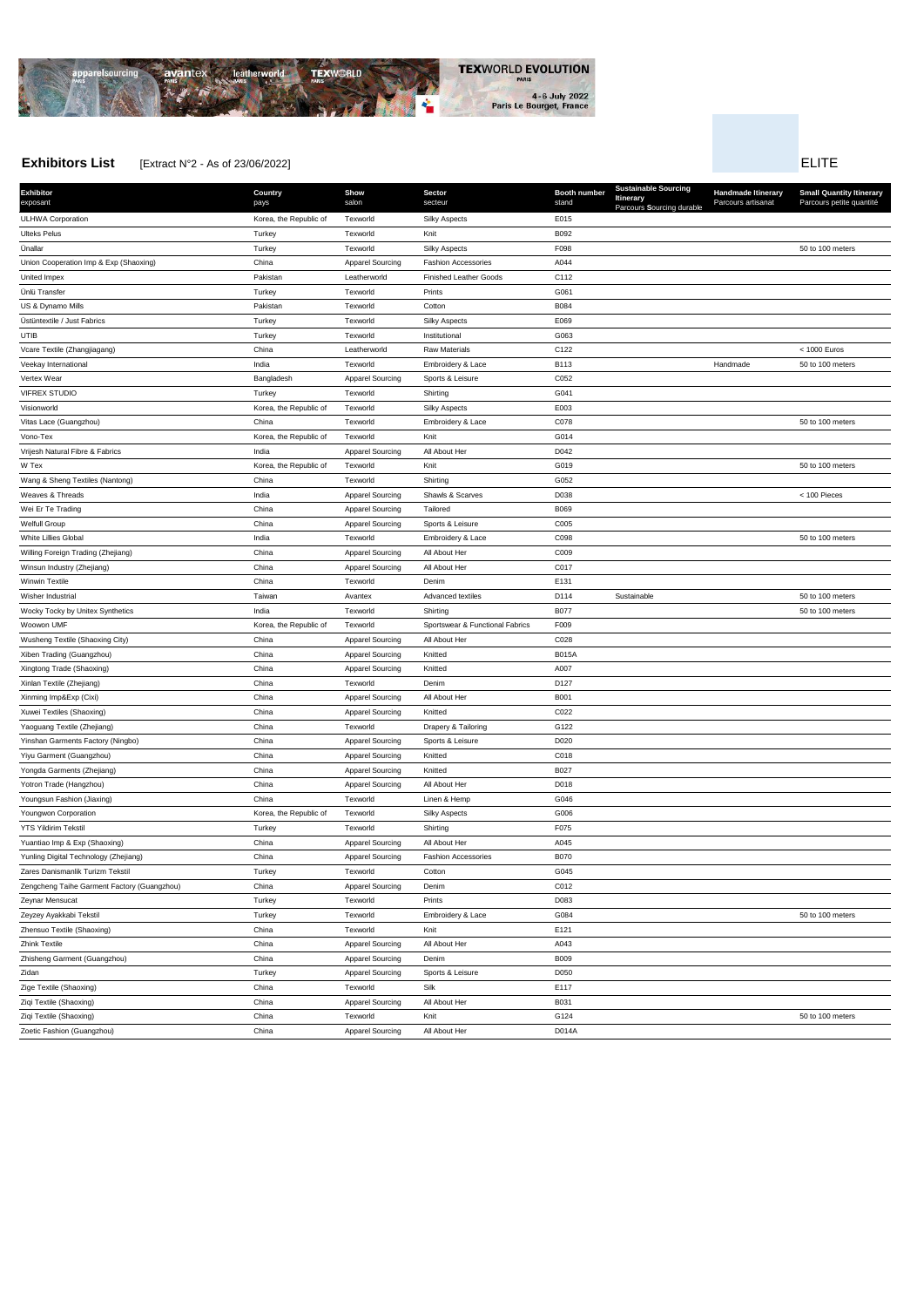TEXWORLD EVOLUTION PARIS

4-6 July 2022
Paris Le Bourget, France

## Exhibitors List [Extract N°2 - As of 23/06/2022]

ELITE

| Exhibitor exposant | Country pays | Show salon | Sector secteur | Booth number stand | Sustainable Sourcing Itinerary Parcours Sourcing durable | Handmade Itinerary Parcours artisanat | Small Quantity Itinerary Parcours petite quantité |
|---|---|---|---|---|---|---|---|
| ULHWA Corporation | Korea, the Republic of | Texworld | Silky Aspects | E015 | | | |
| Ulteks Pelus | Turkey | Texworld | Knit | B092 | | | |
| Ünallar | Turkey | Texworld | Silky Aspects | F098 | | | 50 to 100 meters |
| Union Cooperation Imp & Exp (Shaoxing) | China | Apparel Sourcing | Fashion Accessories | A044 | | | |
| United Impex | Pakistan | Leatherworld | Finished Leather Goods | C112 | | | |
| Ünlü Transfer | Turkey | Texworld | Prints | G061 | | | |
| US & Dynamo Mills | Pakistan | Texworld | Cotton | B084 | | | |
| Üstüntextile / Just Fabrics | Turkey | Texworld | Silky Aspects | E069 | | | |
| UTIB | Turkey | Texworld | Institutional | G063 | | | |
| Vcare Textile (Zhangjiagang) | China | Leatherworld | Raw Materials | C122 | | | < 1000 Euros |
| Veekay International | India | Texworld | Embroidery & Lace | B113 | | Handmade | 50 to 100 meters |
| Vertex Wear | Bangladesh | Apparel Sourcing | Sports & Leisure | C052 | | | |
| VIFREX STUDIO | Turkey | Texworld | Shirting | G041 | | | |
| Visionworld | Korea, the Republic of | Texworld | Silky Aspects | E003 | | | |
| Vitas Lace (Guangzhou) | China | Texworld | Embroidery & Lace | C078 | | | 50 to 100 meters |
| Vono-Tex | Korea, the Republic of | Texworld | Knit | G014 | | | |
| Vrijesh Natural Fibre & Fabrics | India | Apparel Sourcing | All About Her | D042 | | | |
| W Tex | Korea, the Republic of | Texworld | Knit | G019 | | | 50 to 100 meters |
| Wang & Sheng Textiles (Nantong) | China | Texworld | Shirting | G052 | | | |
| Weaves & Threads | India | Apparel Sourcing | Shawls & Scarves | D038 | | | < 100 Pieces |
| Wei Er Te Trading | China | Apparel Sourcing | Tailored | B069 | | | |
| Welfull Group | China | Apparel Sourcing | Sports & Leisure | C005 | | | |
| White Lillies Global | India | Texworld | Embroidery & Lace | C098 | | | 50 to 100 meters |
| Willing Foreign Trading (Zhejiang) | China | Apparel Sourcing | All About Her | C009 | | | |
| Winsun Industry (Zhejiang) | China | Apparel Sourcing | All About Her | C017 | | | |
| Winwin Textile | China | Texworld | Denim | E131 | | | |
| Wisher Industrial | Taiwan | Avantex | Advanced textiles | D114 | Sustainable | | 50 to 100 meters |
| Wocky Tocky by Unitex Synthetics | India | Texworld | Shirting | B077 | | | 50 to 100 meters |
| Woowon UMF | Korea, the Republic of | Texworld | Sportswear & Functional Fabrics | F009 | | | |
| Wusheng Textile (Shaoxing City) | China | Apparel Sourcing | All About Her | C028 | | | |
| Xiben Trading (Guangzhou) | China | Apparel Sourcing | Knitted | B015A | | | |
| Xingtong Trade (Shaoxing) | China | Apparel Sourcing | Knitted | A007 | | | |
| Xinlan Textile (Zhejiang) | China | Texworld | Denim | D127 | | | |
| Xinming Imp&Exp (Cixi) | China | Apparel Sourcing | All About Her | B001 | | | |
| Xuwei Textiles (Shaoxing) | China | Apparel Sourcing | Knitted | C022 | | | |
| Yaoguang Textile (Zhejiang) | China | Texworld | Drapery & Tailoring | G122 | | | |
| Yinshan Garments Factory (Ningbo) | China | Apparel Sourcing | Sports & Leisure | D020 | | | |
| Yiyu Garment (Guangzhou) | China | Apparel Sourcing | Knitted | C018 | | | |
| Yongda Garments (Zhejiang) | China | Apparel Sourcing | Knitted | B027 | | | |
| Yotron Trade (Hangzhou) | China | Apparel Sourcing | All About Her | D018 | | | |
| Youngsun Fashion (Jiaxing) | China | Texworld | Linen & Hemp | G046 | | | |
| Youngwon Corporation | Korea, the Republic of | Texworld | Silky Aspects | G006 | | | |
| YTS Yildirim Tekstil | Turkey | Texworld | Shirting | F075 | | | |
| Yuantiao Imp & Exp (Shaoxing) | China | Apparel Sourcing | All About Her | A045 | | | |
| Yunling Digital Technology (Zhejiang) | China | Apparel Sourcing | Fashion Accessories | B070 | | | |
| Zares Danismanlik Turizm Tekstil | Turkey | Texworld | Cotton | G045 | | | |
| Zengcheng Taihe Garment Factory (Guangzhou) | China | Apparel Sourcing | Denim | C012 | | | |
| Zeynar Mensucat | Turkey | Texworld | Prints | D083 | | | |
| Zeyzey Ayakkabi Tekstil | Turkey | Texworld | Embroidery & Lace | G084 | | | 50 to 100 meters |
| Zhensuo Textile (Shaoxing) | China | Texworld | Knit | E121 | | | |
| Zhink Textile | China | Apparel Sourcing | All About Her | A043 | | | |
| Zhisheng Garment (Guangzhou) | China | Apparel Sourcing | Denim | B009 | | | |
| Zidan | Turkey | Apparel Sourcing | Sports & Leisure | D050 | | | |
| Zige Textile (Shaoxing) | China | Texworld | Silk | E117 | | | |
| Ziqi Textile (Shaoxing) | China | Apparel Sourcing | All About Her | B031 | | | |
| Ziqi Textile (Shaoxing) | China | Texworld | Knit | G124 | | | 50 to 100 meters |
| Zoetic Fashion (Guangzhou) | China | Apparel Sourcing | All About Her | D014A | | | |